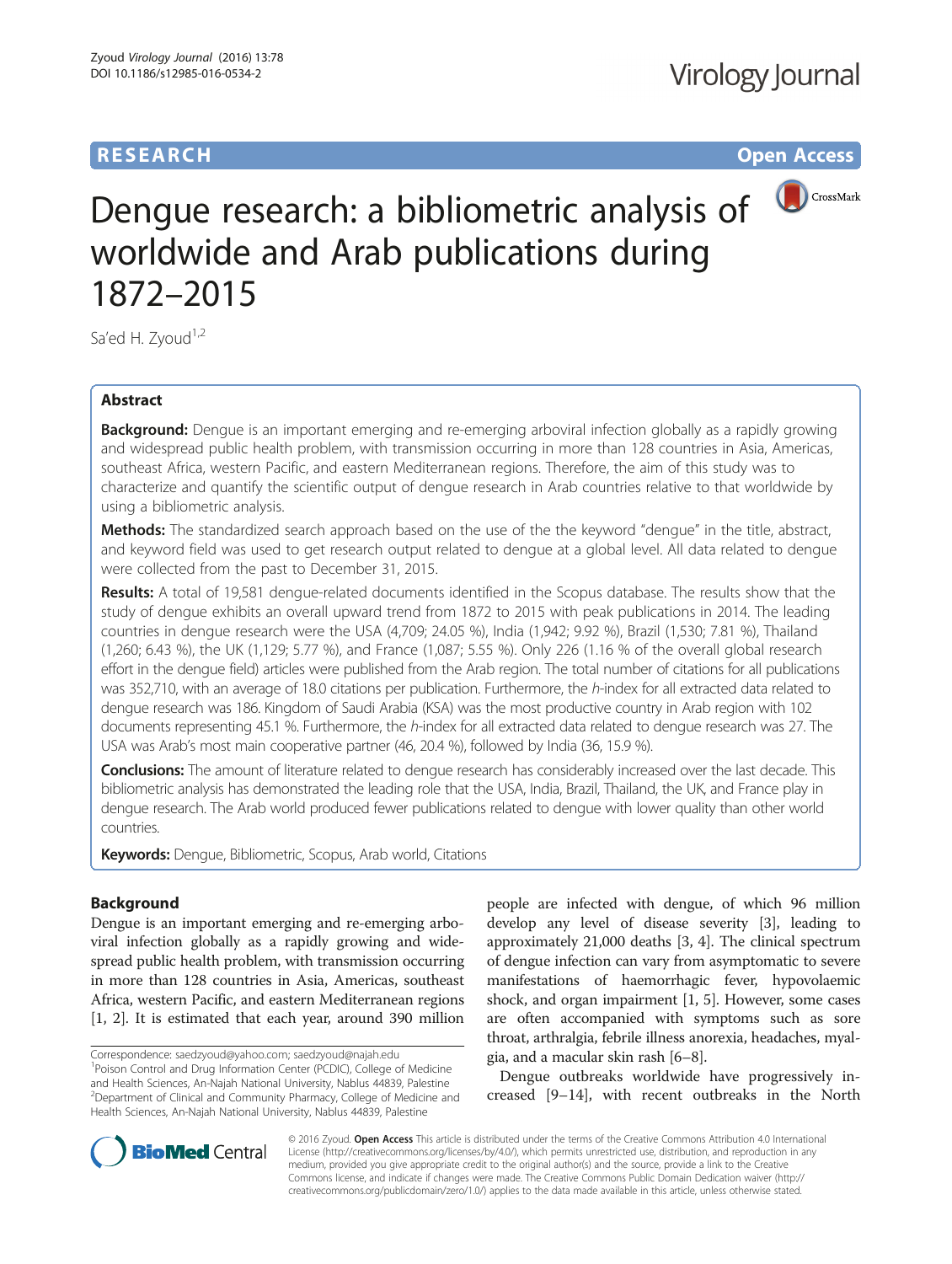RESEARCH

Open Access

# Dengue research: a bibliometric analysis of worldwide and Arab publications during 1872–2015

Sa'ed H. Zyoud[1,2]

## Abstract

**Background:** Dengue is an important emerging and re-emerging arboviral infection globally as a rapidly growing and widespread public health problem, with transmission occurring in more than 128 countries in Asia, Americas, southeast Africa, western Pacific, and eastern Mediterranean regions. Therefore, the aim of this study was to characterize and quantify the scientific output of dengue research in Arab countries relative to that worldwide by using a bibliometric analysis.

**Methods:** The standardized search approach based on the use of the the keyword "dengue" in the title, abstract, and keyword field was used to get research output related to dengue at a global level. All data related to dengue were collected from the past to December 31, 2015.

**Results:** A total of 19,581 dengue-related documents identified in the Scopus database. The results show that the study of dengue exhibits an overall upward trend from 1872 to 2015 with peak publications in 2014. The leading countries in dengue research were the USA (4,709; 24.05 %), India (1,942; 9.92 %), Brazil (1,530; 7.81 %), Thailand (1,260; 6.43 %), the UK (1,129; 5.77 %), and France (1,087; 5.55 %). Only 226 (1.16 % of the overall global research effort in the dengue field) articles were published from the Arab region. The total number of citations for all publications was 352,710, with an average of 18.0 citations per publication. Furthermore, the *h*-index for all extracted data related to dengue research was 186. Kingdom of Saudi Arabia (KSA) was the most productive country in Arab region with 102 documents representing 45.1 %. Furthermore, the *h*-index for all extracted data related to dengue research was 27. The USA was Arab's most main cooperative partner (46, 20.4 %), followed by India (36, 15.9 %).

**Conclusions:** The amount of literature related to dengue research has considerably increased over the last decade. This bibliometric analysis has demonstrated the leading role that the USA, India, Brazil, Thailand, the UK, and France play in dengue research. The Arab world produced fewer publications related to dengue with lower quality than other world countries.

**Keywords:** Dengue, Bibliometric, Scopus, Arab world, Citations

## Background

Dengue is an important emerging and re-emerging arboviral infection globally as a rapidly growing and widespread public health problem, with transmission occurring in more than 128 countries in Asia, Americas, southeast Africa, western Pacific, and eastern Mediterranean regions [1, 2]. It is estimated that each year, around 390 million people are infected with dengue, of which 96 million develop any level of disease severity [3], leading to approximately 21,000 deaths [3, 4]. The clinical spectrum of dengue infection can vary from asymptomatic to severe manifestations of haemorrhagic fever, hypovolaemic shock, and organ impairment [1, 5]. However, some cases are often accompanied with symptoms such as sore throat, arthralgia, febrile illness anorexia, headaches, myalgia, and a macular skin rash [6–8].

Dengue outbreaks worldwide have progressively increased [9–14], with recent outbreaks in the North

Correspondence: saedzyoud@yahoo.com; saedzyoud@najah.edu
[1]Poison Control and Drug Information Center (PCDIC), College of Medicine and Health Sciences, An-Najah National University, Nablus 44839, Palestine
[2]Department of Clinical and Community Pharmacy, College of Medicine and Health Sciences, An-Najah National University, Nablus 44839, Palestine

© 2016 Zyoud. **Open Access** This article is distributed under the terms of the Creative Commons Attribution 4.0 International License (http://creativecommons.org/licenses/by/4.0/), which permits unrestricted use, distribution, and reproduction in any medium, provided you give appropriate credit to the original author(s) and the source, provide a link to the Creative Commons license, and indicate if changes were made. The Creative Commons Public Domain Dedication waiver (http://creativecommons.org/publicdomain/zero/1.0/) applies to the data made available in this article, unless otherwise stated.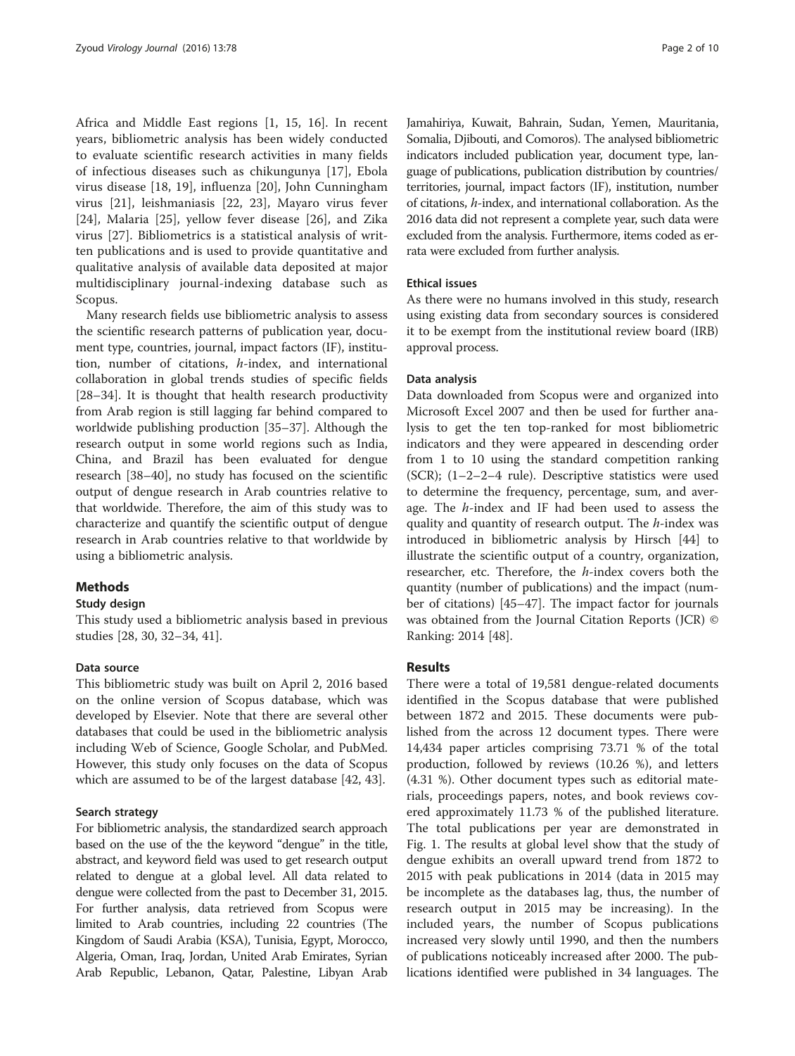Africa and Middle East regions [1, 15, 16]. In recent years, bibliometric analysis has been widely conducted to evaluate scientific research activities in many fields of infectious diseases such as chikungunya [17], Ebola virus disease [18, 19], influenza [20], John Cunningham virus [21], leishmaniasis [22, 23], Mayaro virus fever [24], Malaria [25], yellow fever disease [26], and Zika virus [27]. Bibliometrics is a statistical analysis of written publications and is used to provide quantitative and qualitative analysis of available data deposited at major multidisciplinary journal-indexing database such as Scopus.

Many research fields use bibliometric analysis to assess the scientific research patterns of publication year, document type, countries, journal, impact factors (IF), institution, number of citations, *h*-index, and international collaboration in global trends studies of specific fields [28–34]. It is thought that health research productivity from Arab region is still lagging far behind compared to worldwide publishing production [35–37]. Although the research output in some world regions such as India, China, and Brazil has been evaluated for dengue research [38–40], no study has focused on the scientific output of dengue research in Arab countries relative to that worldwide. Therefore, the aim of this study was to characterize and quantify the scientific output of dengue research in Arab countries relative to that worldwide by using a bibliometric analysis.

## Methods

### Study design

This study used a bibliometric analysis based in previous studies [28, 30, 32–34, 41].

#### Data source

This bibliometric study was built on April 2, 2016 based on the online version of Scopus database, which was developed by Elsevier. Note that there are several other databases that could be used in the bibliometric analysis including Web of Science, Google Scholar, and PubMed. However, this study only focuses on the data of Scopus which are assumed to be of the largest database [42, 43].

#### Search strategy

For bibliometric analysis, the standardized search approach based on the use of the the keyword "dengue" in the title, abstract, and keyword field was used to get research output related to dengue at a global level. All data related to dengue were collected from the past to December 31, 2015. For further analysis, data retrieved from Scopus were limited to Arab countries, including 22 countries (The Kingdom of Saudi Arabia (KSA), Tunisia, Egypt, Morocco, Algeria, Oman, Iraq, Jordan, United Arab Emirates, Syrian Arab Republic, Lebanon, Qatar, Palestine, Libyan Arab Jamahiriya, Kuwait, Bahrain, Sudan, Yemen, Mauritania, Somalia, Djibouti, and Comoros). The analysed bibliometric indicators included publication year, document type, language of publications, publication distribution by countries/territories, journal, impact factors (IF), institution, number of citations, *h*-index, and international collaboration. As the 2016 data did not represent a complete year, such data were excluded from the analysis. Furthermore, items coded as errata were excluded from further analysis.

#### Ethical issues

As there were no humans involved in this study, research using existing data from secondary sources is considered it to be exempt from the institutional review board (IRB) approval process.

#### Data analysis

Data downloaded from Scopus were and organized into Microsoft Excel 2007 and then be used for further analysis to get the ten top-ranked for most bibliometric indicators and they were appeared in descending order from 1 to 10 using the standard competition ranking (SCR); (1–2–2–4 rule). Descriptive statistics were used to determine the frequency, percentage, sum, and average. The *h*-index and IF had been used to assess the quality and quantity of research output. The *h*-index was introduced in bibliometric analysis by Hirsch [44] to illustrate the scientific output of a country, organization, researcher, etc. Therefore, the *h*-index covers both the quantity (number of publications) and the impact (number of citations) [45–47]. The impact factor for journals was obtained from the Journal Citation Reports (JCR) © Ranking: 2014 [48].

## Results

There were a total of 19,581 dengue-related documents identified in the Scopus database that were published between 1872 and 2015. These documents were published from the across 12 document types. There were 14,434 paper articles comprising 73.71 % of the total production, followed by reviews (10.26 %), and letters (4.31 %). Other document types such as editorial materials, proceedings papers, notes, and book reviews covered approximately 11.73 % of the published literature. The total publications per year are demonstrated in Fig. 1. The results at global level show that the study of dengue exhibits an overall upward trend from 1872 to 2015 with peak publications in 2014 (data in 2015 may be incomplete as the databases lag, thus, the number of research output in 2015 may be increasing). In the included years, the number of Scopus publications increased very slowly until 1990, and then the numbers of publications noticeably increased after 2000. The publications identified were published in 34 languages. The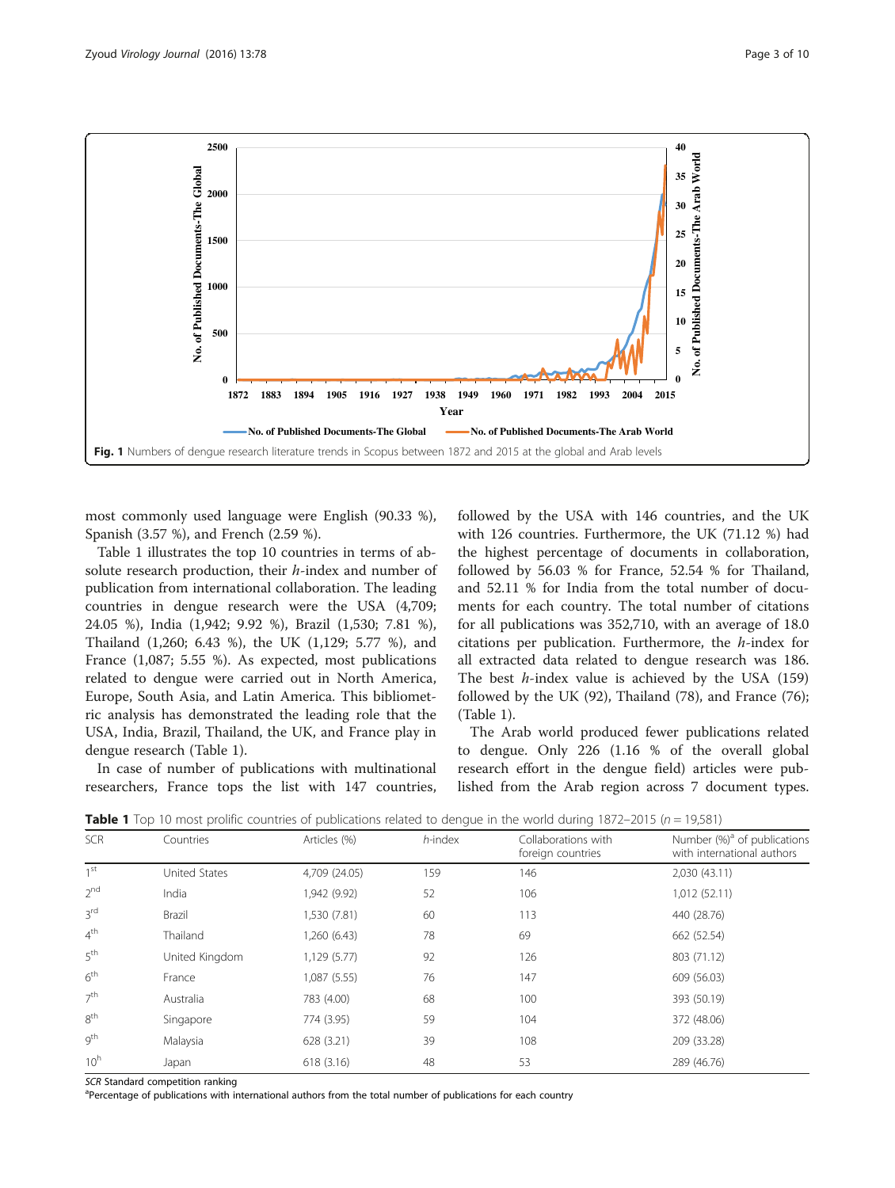Fig. 1 Numbers of dengue research literature trends in Scopus between 1872 and 2015 at the global and Arab levels

most commonly used language were English (90.33 %), Spanish (3.57 %), and French (2.59 %).

Table 1 illustrates the top 10 countries in terms of absolute research production, their *h*-index and number of publication from international collaboration. The leading countries in dengue research were the USA (4,709; 24.05 %), India (1,942; 9.92 %), Brazil (1,530; 7.81 %), Thailand (1,260; 6.43 %), the UK (1,129; 5.77 %), and France (1,087; 5.55 %). As expected, most publications related to dengue were carried out in North America, Europe, South Asia, and Latin America. This bibliometric analysis has demonstrated the leading role that the USA, India, Brazil, Thailand, the UK, and France play in dengue research (Table 1).

In case of number of publications with multinational researchers, France tops the list with 147 countries, followed by the USA with 146 countries, and the UK with 126 countries. Furthermore, the UK (71.12 %) had the highest percentage of documents in collaboration, followed by 56.03 % for France, 52.54 % for Thailand, and 52.11 % for India from the total number of documents for each country. The total number of citations for all publications was 352,710, with an average of 18.0 citations per publication. Furthermore, the *h*-index for all extracted data related to dengue research was 186. The best *h*-index value is achieved by the USA (159) followed by the UK (92), Thailand (78), and France (76); (Table 1).

The Arab world produced fewer publications related to dengue. Only 226 (1.16 % of the overall global research effort in the dengue field) articles were published from the Arab region across 7 document types.

**Table 1** Top 10 most prolific countries of publications related to dengue in the world during 1872–2015 ($n = 19{,}581$)

| SCR | Countries | Articles (%) | *h*-index | Collaborations with foreign countries | Number (%)[a] of publications with international authors |
|---|---|---|---|---|---|
| 1st | United States | 4,709 (24.05) | 159 | 146 | 2,030 (43.11) |
| 2nd | India | 1,942 (9.92) | 52 | 106 | 1,012 (52.11) |
| 3rd | Brazil | 1,530 (7.81) | 60 | 113 | 440 (28.76) |
| 4th | Thailand | 1,260 (6.43) | 78 | 69 | 662 (52.54) |
| 5th | United Kingdom | 1,129 (5.77) | 92 | 126 | 803 (71.12) |
| 6th | France | 1,087 (5.55) | 76 | 147 | 609 (56.03) |
| 7th | Australia | 783 (4.00) | 68 | 100 | 393 (50.19) |
| 8th | Singapore | 774 (3.95) | 59 | 104 | 372 (48.06) |
| 9th | Malaysia | 628 (3.21) | 39 | 108 | 209 (33.28) |
| 10h | Japan | 618 (3.16) | 48 | 53 | 289 (46.76) |

*SCR* Standard competition ranking

[a]Percentage of publications with international authors from the total number of publications for each country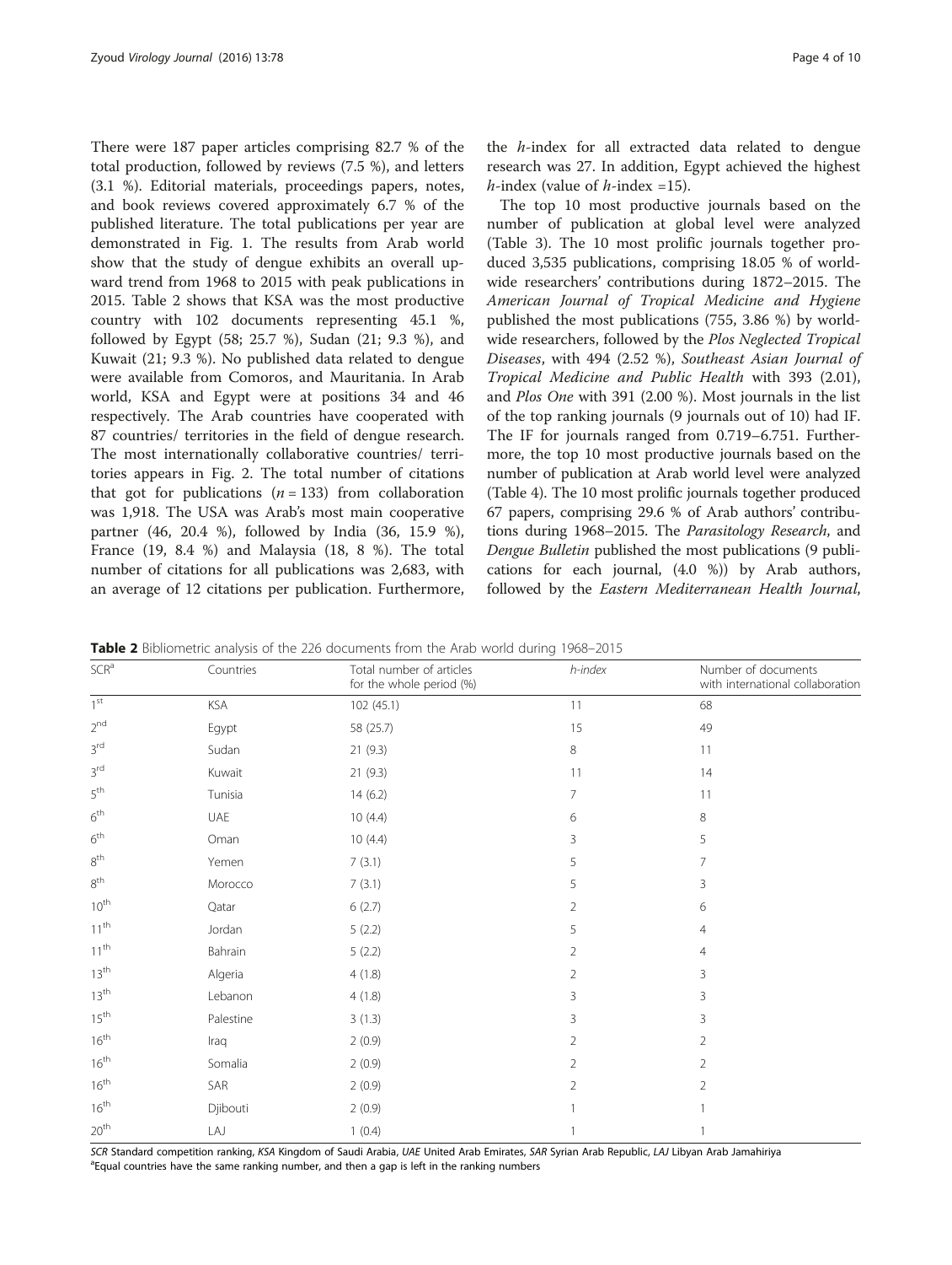There were 187 paper articles comprising 82.7 % of the total production, followed by reviews (7.5 %), and letters (3.1 %). Editorial materials, proceedings papers, notes, and book reviews covered approximately 6.7 % of the published literature. The total publications per year are demonstrated in Fig. 1. The results from Arab world show that the study of dengue exhibits an overall upward trend from 1968 to 2015 with peak publications in 2015. Table 2 shows that KSA was the most productive country with 102 documents representing 45.1 %, followed by Egypt (58; 25.7 %), Sudan (21; 9.3 %), and Kuwait (21; 9.3 %). No published data related to dengue were available from Comoros, and Mauritania. In Arab world, KSA and Egypt were at positions 34 and 46 respectively. The Arab countries have cooperated with 87 countries/ territories in the field of dengue research. The most internationally collaborative countries/ territories appears in Fig. 2. The total number of citations that got for publications ($n = 133$) from collaboration was 1,918. The USA was Arab's most main cooperative partner (46, 20.4 %), followed by India (36, 15.9 %), France (19, 8.4 %) and Malaysia (18, 8 %). The total number of citations for all publications was 2,683, with an average of 12 citations per publication. Furthermore, the *h*-index for all extracted data related to dengue research was 27. In addition, Egypt achieved the highest *h*-index (value of *h*-index =15).

The top 10 most productive journals based on the number of publication at global level were analyzed (Table 3). The 10 most prolific journals together produced 3,535 publications, comprising 18.05 % of worldwide researchers' contributions during 1872–2015. The *American Journal of Tropical Medicine and Hygiene* published the most publications (755, 3.86 %) by worldwide researchers, followed by the *Plos Neglected Tropical Diseases*, with 494 (2.52 %), *Southeast Asian Journal of Tropical Medicine and Public Health* with 393 (2.01), and *Plos One* with 391 (2.00 %). Most journals in the list of the top ranking journals (9 journals out of 10) had IF. The IF for journals ranged from 0.719–6.751. Furthermore, the top 10 most productive journals based on the number of publication at Arab world level were analyzed (Table 4). The 10 most prolific journals together produced 67 papers, comprising 29.6 % of Arab authors' contributions during 1968–2015. The *Parasitology Research*, and *Dengue Bulletin* published the most publications (9 publications for each journal, (4.0 %)) by Arab authors, followed by the *Eastern Mediterranean Health Journal*,

**Table 2** Bibliometric analysis of the 226 documents from the Arab world during 1968–2015

| SCR[a] | Countries | Total number of articles for the whole period (%) | *h-index* | Number of documents with international collaboration |
|---|---|---|---|---|
| 1st | KSA | 102 (45.1) | 11 | 68 |
| 2nd | Egypt | 58 (25.7) | 15 | 49 |
| 3rd | Sudan | 21 (9.3) | 8 | 11 |
| 3rd | Kuwait | 21 (9.3) | 11 | 14 |
| 5th | Tunisia | 14 (6.2) | 7 | 11 |
| 6th | UAE | 10 (4.4) | 6 | 8 |
| 6th | Oman | 10 (4.4) | 3 | 5 |
| 8th | Yemen | 7 (3.1) | 5 | 7 |
| 8th | Morocco | 7 (3.1) | 5 | 3 |
| 10th | Qatar | 6 (2.7) | 2 | 6 |
| 11th | Jordan | 5 (2.2) | 5 | 4 |
| 11th | Bahrain | 5 (2.2) | 2 | 4 |
| 13th | Algeria | 4 (1.8) | 2 | 3 |
| 13th | Lebanon | 4 (1.8) | 3 | 3 |
| 15th | Palestine | 3 (1.3) | 3 | 3 |
| 16th | Iraq | 2 (0.9) | 2 | 2 |
| 16th | Somalia | 2 (0.9) | 2 | 2 |
| 16th | SAR | 2 (0.9) | 2 | 2 |
| 16th | Djibouti | 2 (0.9) | 1 | 1 |
| 20th | LAJ | 1 (0.4) | 1 | 1 |

*SCR* Standard competition ranking, *KSA* Kingdom of Saudi Arabia, *UAE* United Arab Emirates, *SAR* Syrian Arab Republic, *LAJ* Libyan Arab Jamahiriya
[a]Equal countries have the same ranking number, and then a gap is left in the ranking numbers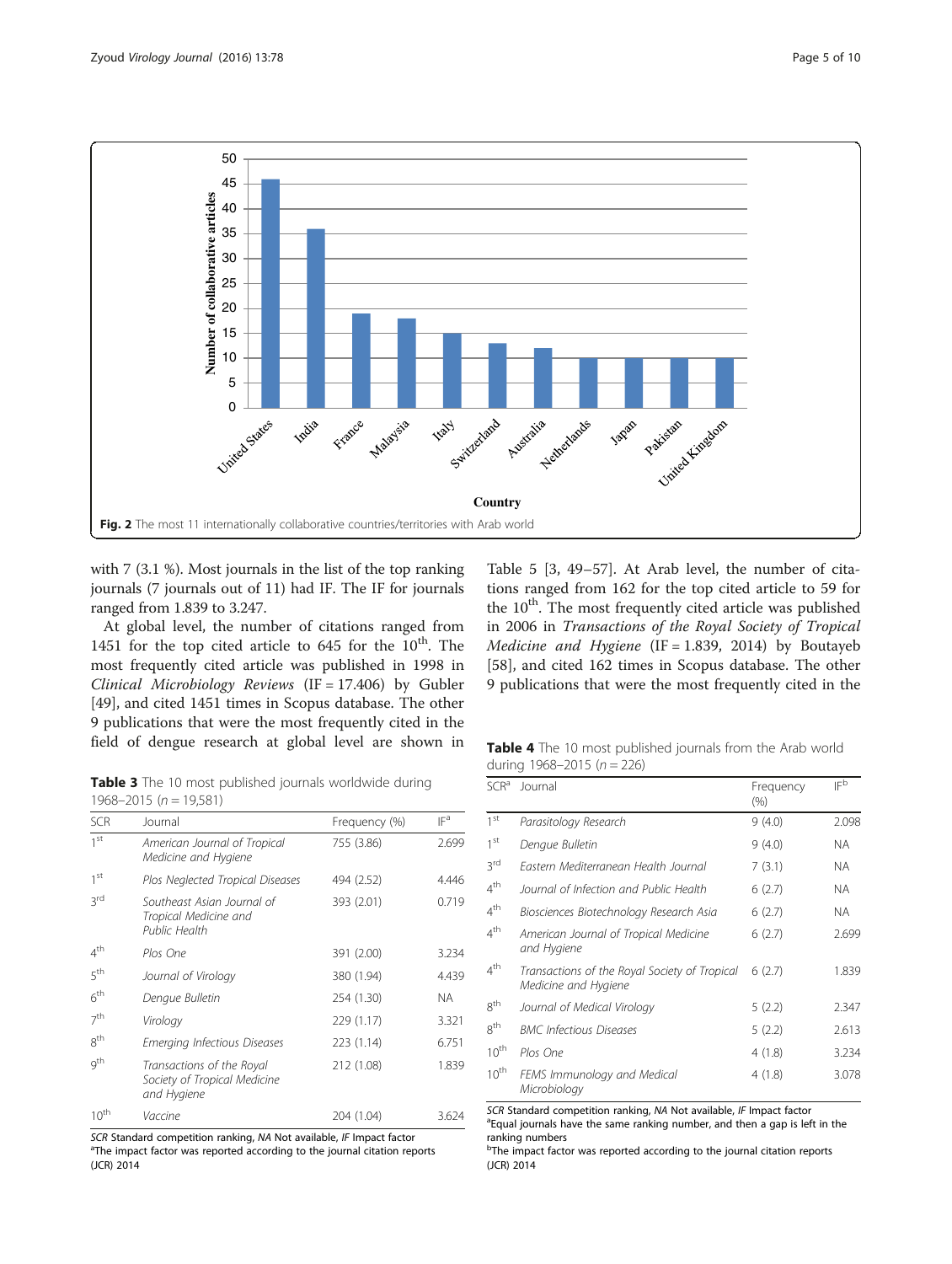Fig. 2 The most 11 internationally collaborative countries/territories with Arab world

with 7 (3.1 %). Most journals in the list of the top ranking journals (7 journals out of 11) had IF. The IF for journals ranged from 1.839 to 3.247.

At global level, the number of citations ranged from 1451 for the top cited article to 645 for the 10th. The most frequently cited article was published in 1998 in *Clinical Microbiology Reviews* (IF = 17.406) by Gubler [49], and cited 1451 times in Scopus database. The other 9 publications that were the most frequently cited in the field of dengue research at global level are shown in Table 5 [3, 49–57]. At Arab level, the number of citations ranged from 162 for the top cited article to 59 for the 10th. The most frequently cited article was published in 2006 in *Transactions of the Royal Society of Tropical Medicine and Hygiene* (IF = 1.839, 2014) by Boutayeb [58], and cited 162 times in Scopus database. The other 9 publications that were the most frequently cited in the

**Table 3** The 10 most published journals worldwide during 1968–2015 (n = 19,581)

| SCR | Journal | Frequency (%) | IF[a] |
|---|---|---|---|
| 1st | *American Journal of Tropical Medicine and Hygiene* | 755 (3.86) | 2.699 |
| 1st | *Plos Neglected Tropical Diseases* | 494 (2.52) | 4.446 |
| 3rd | *Southeast Asian Journal of Tropical Medicine and Public Health* | 393 (2.01) | 0.719 |
| 4th | *Plos One* | 391 (2.00) | 3.234 |
| 5th | *Journal of Virology* | 380 (1.94) | 4.439 |
| 6th | *Dengue Bulletin* | 254 (1.30) | NA |
| 7th | *Virology* | 229 (1.17) | 3.321 |
| 8th | *Emerging Infectious Diseases* | 223 (1.14) | 6.751 |
| 9th | *Transactions of the Royal Society of Tropical Medicine and Hygiene* | 212 (1.08) | 1.839 |
| 10th | *Vaccine* | 204 (1.04) | 3.624 |

*SCR* Standard competition ranking, *NA* Not available, *IF* Impact factor
[a]The impact factor was reported according to the journal citation reports (JCR) 2014

**Table 4** The 10 most published journals from the Arab world during 1968–2015 (n = 226)

| SCR[a] | Journal | Frequency (%) | IF[b] |
|---|---|---|---|
| 1st | *Parasitology Research* | 9 (4.0) | 2.098 |
| 1st | *Dengue Bulletin* | 9 (4.0) | NA |
| 3rd | *Eastern Mediterranean Health Journal* | 7 (3.1) | NA |
| 4th | *Journal of Infection and Public Health* | 6 (2.7) | NA |
| 4th | *Biosciences Biotechnology Research Asia* | 6 (2.7) | NA |
| 4th | *American Journal of Tropical Medicine and Hygiene* | 6 (2.7) | 2.699 |
| 4th | *Transactions of the Royal Society of Tropical Medicine and Hygiene* | 6 (2.7) | 1.839 |
| 8th | *Journal of Medical Virology* | 5 (2.2) | 2.347 |
| 8th | *BMC Infectious Diseases* | 5 (2.2) | 2.613 |
| 10th | *Plos One* | 4 (1.8) | 3.234 |
| 10th | *FEMS Immunology and Medical Microbiology* | 4 (1.8) | 3.078 |

*SCR* Standard competition ranking, *NA* Not available, *IF* Impact factor
[a]Equal journals have the same ranking number, and then a gap is left in the ranking numbers
[b]The impact factor was reported according to the journal citation reports (JCR) 2014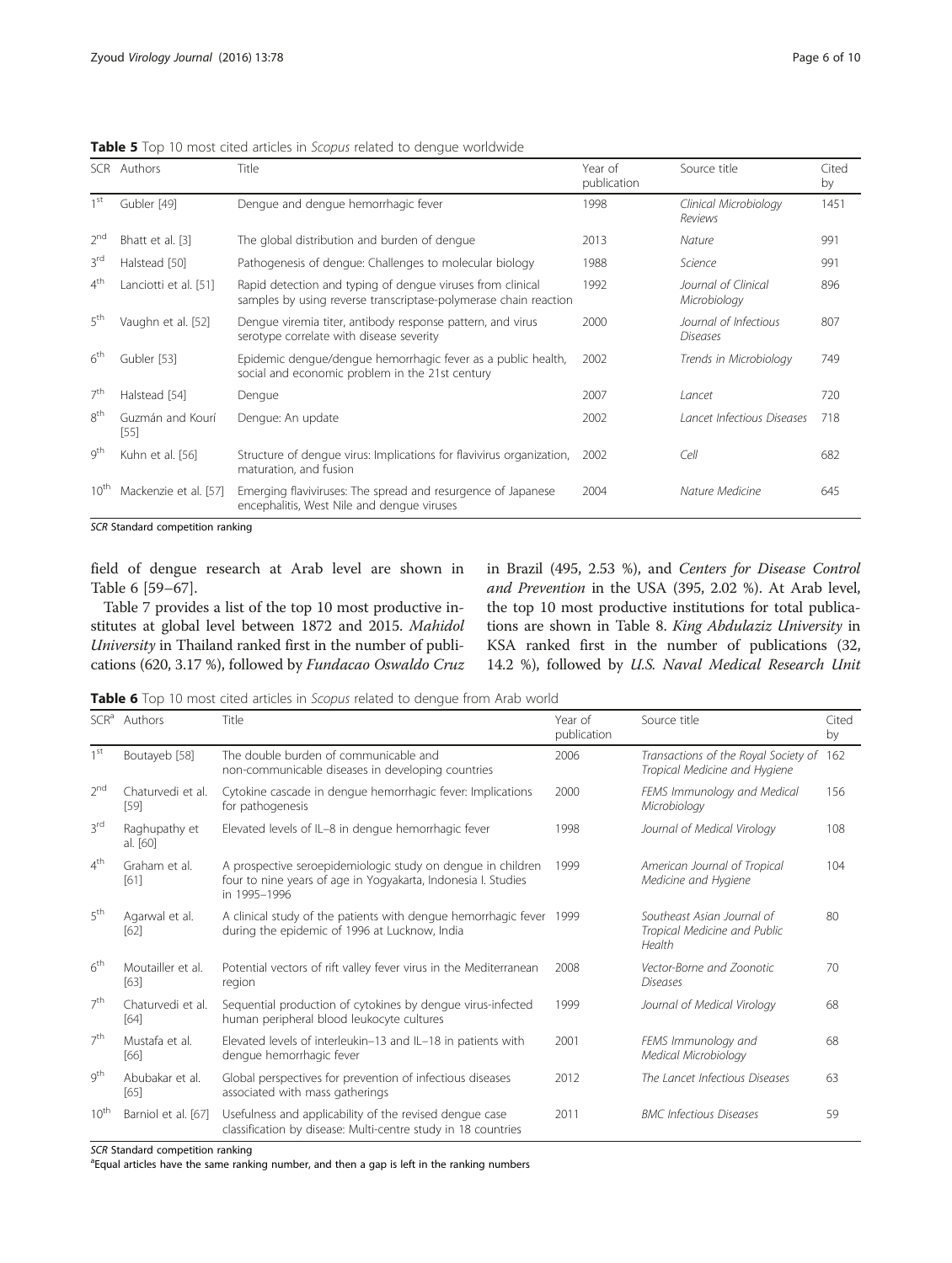**Table 5** Top 10 most cited articles in *Scopus* related to dengue worldwide

| SCR | Authors | Title | Year of publication | Source title | Cited by |
|---|---|---|---|---|---|
| 1st | Gubler [49] | Dengue and dengue hemorrhagic fever | 1998 | *Clinical Microbiology Reviews* | 1451 |
| 2nd | Bhatt et al. [3] | The global distribution and burden of dengue | 2013 | *Nature* | 991 |
| 3rd | Halstead [50] | Pathogenesis of dengue: Challenges to molecular biology | 1988 | *Science* | 991 |
| 4th | Lanciotti et al. [51] | Rapid detection and typing of dengue viruses from clinical samples by using reverse transcriptase-polymerase chain reaction | 1992 | *Journal of Clinical Microbiology* | 896 |
| 5th | Vaughn et al. [52] | Dengue viremia titer, antibody response pattern, and virus serotype correlate with disease severity | 2000 | *Journal of Infectious Diseases* | 807 |
| 6th | Gubler [53] | Epidemic dengue/dengue hemorrhagic fever as a public health, social and economic problem in the 21st century | 2002 | *Trends in Microbiology* | 749 |
| 7th | Halstead [54] | Dengue | 2007 | *Lancet* | 720 |
| 8th | Guzmán and Kourí [55] | Dengue: An update | 2002 | *Lancet Infectious Diseases* | 718 |
| 9th | Kuhn et al. [56] | Structure of dengue virus: Implications for flavivirus organization, maturation, and fusion | 2002 | *Cell* | 682 |
| 10th | Mackenzie et al. [57] | Emerging flaviviruses: The spread and resurgence of Japanese encephalitis, West Nile and dengue viruses | 2004 | *Nature Medicine* | 645 |

*SCR* Standard competition ranking

field of dengue research at Arab level are shown in Table 6 [59–67].

Table 7 provides a list of the top 10 most productive institutes at global level between 1872 and 2015. *Mahidol University* in Thailand ranked first in the number of publications (620, 3.17 %), followed by *Fundacao Oswaldo Cruz* in Brazil (495, 2.53 %), and *Centers for Disease Control and Prevention* in the USA (395, 2.02 %). At Arab level, the top 10 most productive institutions for total publications are shown in Table 8. *King Abdulaziz University* in KSA ranked first in the number of publications (32, 14.2 %), followed by *U.S. Naval Medical Research Unit*

**Table 6** Top 10 most cited articles in *Scopus* related to dengue from Arab world

| SCR[a] | Authors | Title | Year of publication | Source title | Cited by |
|---|---|---|---|---|---|
| 1st | Boutayeb [58] | The double burden of communicable and non-communicable diseases in developing countries | 2006 | *Transactions of the Royal Society of Tropical Medicine and Hygiene* | 162 |
| 2nd | Chaturvedi et al. [59] | Cytokine cascade in dengue hemorrhagic fever: Implications for pathogenesis | 2000 | *FEMS Immunology and Medical Microbiology* | 156 |
| 3rd | Raghupathy et al. [60] | Elevated levels of IL–8 in dengue hemorrhagic fever | 1998 | *Journal of Medical Virology* | 108 |
| 4th | Graham et al. [61] | A prospective seroepidemiologic study on dengue in children four to nine years of age in Yogyakarta, Indonesia I. Studies in 1995–1996 | 1999 | *American Journal of Tropical Medicine and Hygiene* | 104 |
| 5th | Agarwal et al. [62] | A clinical study of the patients with dengue hemorrhagic fever during the epidemic of 1996 at Lucknow, India | 1999 | *Southeast Asian Journal of Tropical Medicine and Public Health* | 80 |
| 6th | Moutailler et al. [63] | Potential vectors of rift valley fever virus in the Mediterranean region | 2008 | *Vector-Borne and Zoonotic Diseases* | 70 |
| 7th | Chaturvedi et al. [64] | Sequential production of cytokines by dengue virus-infected human peripheral blood leukocyte cultures | 1999 | *Journal of Medical Virology* | 68 |
| 7th | Mustafa et al. [66] | Elevated levels of interleukin–13 and IL–18 in patients with dengue hemorrhagic fever | 2001 | *FEMS Immunology and Medical Microbiology* | 68 |
| 9th | Abubakar et al. [65] | Global perspectives for prevention of infectious diseases associated with mass gatherings | 2012 | *The Lancet Infectious Diseases* | 63 |
| 10th | Barniol et al. [67] | Usefulness and applicability of the revised dengue case classification by disease: Multi-centre study in 18 countries | 2011 | *BMC Infectious Diseases* | 59 |

*SCR* Standard competition ranking
[a]Equal articles have the same ranking number, and then a gap is left in the ranking numbers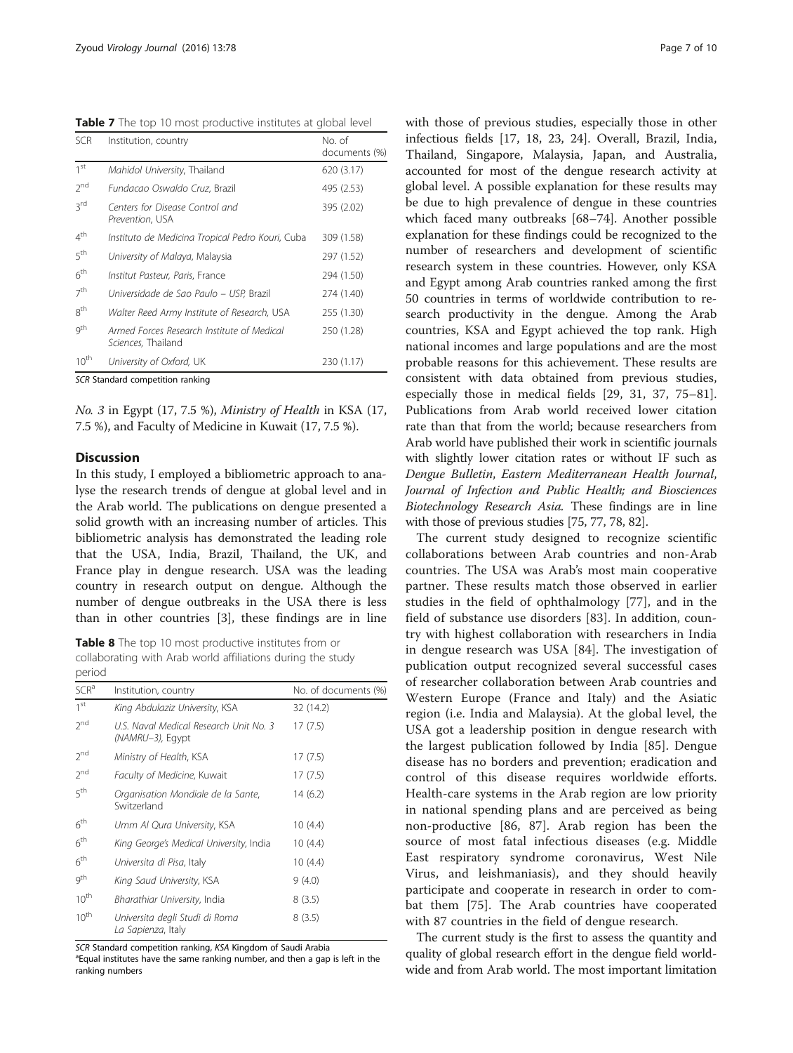**Table 7** The top 10 most productive institutes at global level

| SCR | Institution, country | No. of documents (%) |
|---|---|---|
| 1st | *Mahidol University*, Thailand | 620 (3.17) |
| 2nd | *Fundacao Oswaldo Cruz*, Brazil | 495 (2.53) |
| 3rd | *Centers for Disease Control and Prevention*, USA | 395 (2.02) |
| 4th | *Instituto de Medicina Tropical Pedro Kouri*, Cuba | 309 (1.58) |
| 5th | *University of Malaya*, Malaysia | 297 (1.52) |
| 6th | *Institut Pasteur, Paris*, France | 294 (1.50) |
| 7th | *Universidade de Sao Paulo – USP*, Brazil | 274 (1.40) |
| 8th | *Walter Reed Army Institute of Research*, USA | 255 (1.30) |
| 9th | *Armed Forces Research Institute of Medical Sciences*, Thailand | 250 (1.28) |
| 10th | *University of Oxford*, UK | 230 (1.17) |

*SCR* Standard competition ranking

*No. 3* in Egypt (17, 7.5 %), *Ministry of Health* in KSA (17, 7.5 %), and Faculty of Medicine in Kuwait (17, 7.5 %).

## Discussion

In this study, I employed a bibliometric approach to analyse the research trends of dengue at global level and in the Arab world. The publications on dengue presented a solid growth with an increasing number of articles. This bibliometric analysis has demonstrated the leading role that the USA, India, Brazil, Thailand, the UK, and France play in dengue research. USA was the leading country in research output on dengue. Although the number of dengue outbreaks in the USA there is less than in other countries [3], these findings are in line with those of previous studies, especially those in other infectious fields [17, 18, 23, 24]. Overall, Brazil, India, Thailand, Singapore, Malaysia, Japan, and Australia, accounted for most of the dengue research activity at global level. A possible explanation for these results may be due to high prevalence of dengue in these countries which faced many outbreaks [68–74]. Another possible explanation for these findings could be recognized to the number of researchers and development of scientific research system in these countries. However, only KSA and Egypt among Arab countries ranked among the first 50 countries in terms of worldwide contribution to research productivity in the dengue. Among the Arab countries, KSA and Egypt achieved the top rank. High national incomes and large populations and are the most probable reasons for this achievement. These results are consistent with data obtained from previous studies, especially those in medical fields [29, 31, 37, 75–81]. Publications from Arab world received lower citation rate than that from the world; because researchers from Arab world have published their work in scientific journals with slightly lower citation rates or without IF such as *Dengue Bulletin*, *Eastern Mediterranean Health Journal*, *Journal of Infection and Public Health; and Biosciences Biotechnology Research Asia.* These findings are in line with those of previous studies [75, 77, 78, 82].

The current study designed to recognize scientific collaborations between Arab countries and non-Arab countries. The USA was Arab's most main cooperative partner. These results match those observed in earlier studies in the field of ophthalmology [77], and in the field of substance use disorders [83]. In addition, country with highest collaboration with researchers in India in dengue research was USA [84]. The investigation of publication output recognized several successful cases of researcher collaboration between Arab countries and Western Europe (France and Italy) and the Asiatic region (i.e. India and Malaysia). At the global level, the USA got a leadership position in dengue research with the largest publication followed by India [85]. Dengue disease has no borders and prevention; eradication and control of this disease requires worldwide efforts. Health-care systems in the Arab region are low priority in national spending plans and are perceived as being non-productive [86, 87]. Arab region has been the source of most fatal infectious diseases (e.g. Middle East respiratory syndrome coronavirus, West Nile Virus, and leishmaniasis), and they should heavily participate and cooperate in research in order to combat them [75]. The Arab countries have cooperated with 87 countries in the field of dengue research.

The current study is the first to assess the quantity and quality of global research effort in the dengue field worldwide and from Arab world. The most important limitation

**Table 8** The top 10 most productive institutes from or collaborating with Arab world affiliations during the study period

| SCR[a] | Institution, country | No. of documents (%) |
|---|---|---|
| 1st | *King Abdulaziz University*, KSA | 32 (14.2) |
| 2nd | *U.S. Naval Medical Research Unit No. 3 (NAMRU–3)*, Egypt | 17 (7.5) |
| 2nd | *Ministry of Health*, KSA | 17 (7.5) |
| 2nd | *Faculty of Medicine*, Kuwait | 17 (7.5) |
| 5th | *Organisation Mondiale de la Sante*, Switzerland | 14 (6.2) |
| 6th | *Umm Al Qura University*, KSA | 10 (4.4) |
| 6th | *King George's Medical University*, India | 10 (4.4) |
| 6th | *Universita di Pisa*, Italy | 10 (4.4) |
| 9th | *King Saud University*, KSA | 9 (4.0) |
| 10th | *Bharathiar University*, India | 8 (3.5) |
| 10th | *Universita degli Studi di Roma La Sapienza*, Italy | 8 (3.5) |

*SCR* Standard competition ranking, *KSA* Kingdom of Saudi Arabia

[a]Equal institutes have the same ranking number, and then a gap is left in the ranking numbers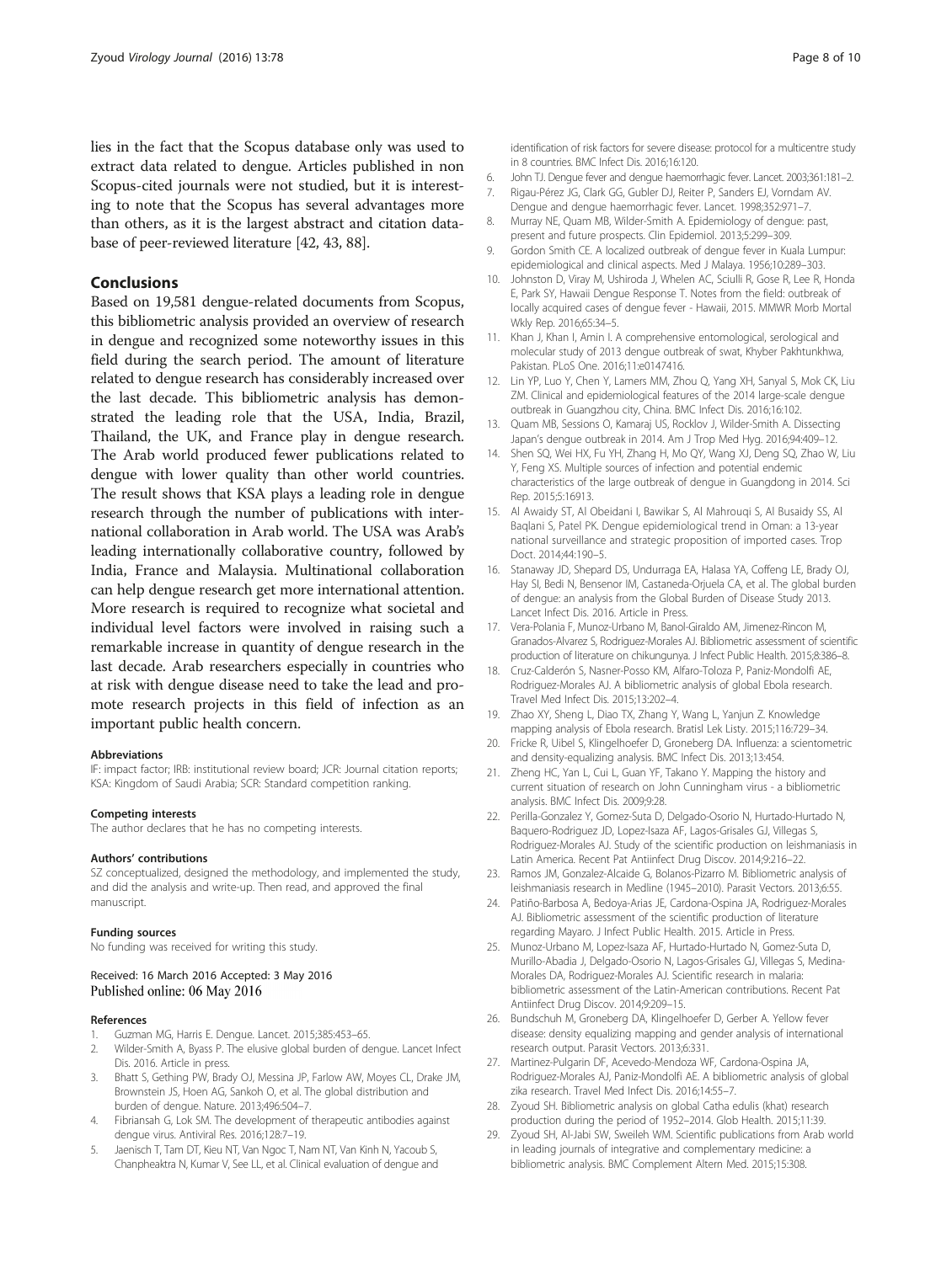lies in the fact that the Scopus database only was used to extract data related to dengue. Articles published in non Scopus-cited journals were not studied, but it is interesting to note that the Scopus has several advantages more than others, as it is the largest abstract and citation database of peer-reviewed literature [42, 43, 88].

## Conclusions

Based on 19,581 dengue-related documents from Scopus, this bibliometric analysis provided an overview of research in dengue and recognized some noteworthy issues in this field during the search period. The amount of literature related to dengue research has considerably increased over the last decade. This bibliometric analysis has demonstrated the leading role that the USA, India, Brazil, Thailand, the UK, and France play in dengue research. The Arab world produced fewer publications related to dengue with lower quality than other world countries. The result shows that KSA plays a leading role in dengue research through the number of publications with international collaboration in Arab world. The USA was Arab's leading internationally collaborative country, followed by India, France and Malaysia. Multinational collaboration can help dengue research get more international attention. More research is required to recognize what societal and individual level factors were involved in raising such a remarkable increase in quantity of dengue research in the last decade. Arab researchers especially in countries who at risk with dengue disease need to take the lead and promote research projects in this field of infection as an important public health concern.

#### Abbreviations

IF: impact factor; IRB: institutional review board; JCR: Journal citation reports; KSA: Kingdom of Saudi Arabia; SCR: Standard competition ranking.

#### Competing interests

The author declares that he has no competing interests.

#### Authors' contributions

SZ conceptualized, designed the methodology, and implemented the study, and did the analysis and write-up. Then read, and approved the final manuscript.

#### Funding sources

No funding was received for writing this study.

Received: 16 March 2016 Accepted: 3 May 2016
Published online: 06 May 2016

#### References

1. Guzman MG, Harris E. Dengue. Lancet. 2015;385:453–65.
2. Wilder-Smith A, Byass P. The elusive global burden of dengue. Lancet Infect Dis. 2016. Article in press.
3. Bhatt S, Gething PW, Brady OJ, Messina JP, Farlow AW, Moyes CL, Drake JM, Brownstein JS, Hoen AG, Sankoh O, et al. The global distribution and burden of dengue. Nature. 2013;496:504–7.
4. Fibriansah G, Lok SM. The development of therapeutic antibodies against dengue virus. Antiviral Res. 2016;128:7–19.
5. Jaenisch T, Tam DT, Kieu NT, Van Ngoc T, Nam NT, Van Kinh N, Yacoub S, Chanpheaktra N, Kumar V, See LL, et al. Clinical evaluation of dengue and identification of risk factors for severe disease: protocol for a multicentre study in 8 countries. BMC Infect Dis. 2016;16:120.
6. John TJ. Dengue fever and dengue haemorrhagic fever. Lancet. 2003;361:181–2.
7. Rigau-Pérez JG, Clark GG, Gubler DJ, Reiter P, Sanders EJ, Vorndam AV. Dengue and dengue haemorrhagic fever. Lancet. 1998;352:971–7.
8. Murray NE, Quam MB, Wilder-Smith A. Epidemiology of dengue: past, present and future prospects. Clin Epidemiol. 2013;5:299–309.
9. Gordon Smith CE. A localized outbreak of dengue fever in Kuala Lumpur: epidemiological and clinical aspects. Med J Malaya. 1956;10:289–303.
10. Johnston D, Viray M, Ushiroda J, Whelen AC, Sciulli R, Gose R, Lee R, Honda E, Park SY, Hawaii Dengue Response T. Notes from the field: outbreak of locally acquired cases of dengue fever - Hawaii, 2015. MMWR Morb Mortal Wkly Rep. 2016;65:34–5.
11. Khan J, Khan I, Amin I. A comprehensive entomological, serological and molecular study of 2013 dengue outbreak of swat, Khyber Pakhtunkhwa, Pakistan. PLoS One. 2016;11:e0147416.
12. Lin YP, Luo Y, Chen Y, Lamers MM, Zhou Q, Yang XH, Sanyal S, Mok CK, Liu ZM. Clinical and epidemiological features of the 2014 large-scale dengue outbreak in Guangzhou city, China. BMC Infect Dis. 2016;16:102.
13. Quam MB, Sessions O, Kamaraj US, Rocklov J, Wilder-Smith A. Dissecting Japan's dengue outbreak in 2014. Am J Trop Med Hyg. 2016;94:409–12.
14. Shen SQ, Wei HX, Fu YH, Zhang H, Mo QY, Wang XJ, Deng SQ, Zhao W, Liu Y, Feng XS. Multiple sources of infection and potential endemic characteristics of the large outbreak of dengue in Guangdong in 2014. Sci Rep. 2015;5:16913.
15. Al Awaidy ST, Al Obeidani I, Bawikar S, Al Mahrouqi S, Al Busaidy SS, Al Baqlani S, Patel PK. Dengue epidemiological trend in Oman: a 13-year national surveillance and strategic proposition of imported cases. Trop Doct. 2014;44:190–5.
16. Stanaway JD, Shepard DS, Undurraga EA, Halasa YA, Coffeng LE, Brady OJ, Hay SI, Bedi N, Bensenor IM, Castaneda-Orjuela CA, et al. The global burden of dengue: an analysis from the Global Burden of Disease Study 2013. Lancet Infect Dis. 2016. Article in Press.
17. Vera-Polania F, Munoz-Urbano M, Banol-Giraldo AM, Jimenez-Rincon M, Granados-Alvarez S, Rodriguez-Morales AJ. Bibliometric assessment of scientific production of literature on chikungunya. J Infect Public Health. 2015;8:386–8.
18. Cruz-Calderón S, Nasner-Posso KM, Alfaro-Toloza P, Paniz-Mondolfi AE, Rodriguez-Morales AJ. A bibliometric analysis of global Ebola research. Travel Med Infect Dis. 2015;13:202–4.
19. Zhao XY, Sheng L, Diao TX, Zhang Y, Wang L, Yanjun Z. Knowledge mapping analysis of Ebola research. Bratisl Lek Listy. 2015;116:729–34.
20. Fricke R, Uibel S, Klingelhoefer D, Groneberg DA. Influenza: a scientometric and density-equalizing analysis. BMC Infect Dis. 2013;13:454.
21. Zheng HC, Yan L, Cui L, Guan YF, Takano Y. Mapping the history and current situation of research on John Cunningham virus - a bibliometric analysis. BMC Infect Dis. 2009;9:28.
22. Perilla-Gonzalez Y, Gomez-Suta D, Delgado-Osorio N, Hurtado-Hurtado N, Baquero-Rodriguez JD, Lopez-Isaza AF, Lagos-Grisales GJ, Villegas S, Rodriguez-Morales AJ. Study of the scientific production on leishmaniasis in Latin America. Recent Pat Antiinfect Drug Discov. 2014;9:216–22.
23. Ramos JM, Gonzalez-Alcaide G, Bolanos-Pizarro M. Bibliometric analysis of leishmaniasis research in Medline (1945–2010). Parasit Vectors. 2013;6:55.
24. Patiño-Barbosa A, Bedoya-Arias JE, Cardona-Ospina JA, Rodriguez-Morales AJ. Bibliometric assessment of the scientific production of literature regarding Mayaro. J Infect Public Health. 2015. Article in Press.
25. Munoz-Urbano M, Lopez-Isaza AF, Hurtado-Hurtado N, Gomez-Suta D, Murillo-Abadia J, Delgado-Osorio N, Lagos-Grisales GJ, Villegas S, Medina-Morales DA, Rodriguez-Morales AJ. Scientific research in malaria: bibliometric assessment of the Latin-American contributions. Recent Pat Antiinfect Drug Discov. 2014;9:209–15.
26. Bundschuh M, Groneberg DA, Klingelhoefer D, Gerber A. Yellow fever disease: density equalizing mapping and gender analysis of international research output. Parasit Vectors. 2013;6:331.
27. Martinez-Pulgarin DF, Acevedo-Mendoza WF, Cardona-Ospina JA, Rodriguez-Morales AJ, Paniz-Mondolfi AE. A bibliometric analysis of global zika research. Travel Med Infect Dis. 2016;14:55–7.
28. Zyoud SH. Bibliometric analysis on global Catha edulis (khat) research production during the period of 1952–2014. Glob Health. 2015;11:39.
29. Zyoud SH, Al-Jabi SW, Sweileh WM. Scientific publications from Arab world in leading journals of integrative and complementary medicine: a bibliometric analysis. BMC Complement Altern Med. 2015;15:308.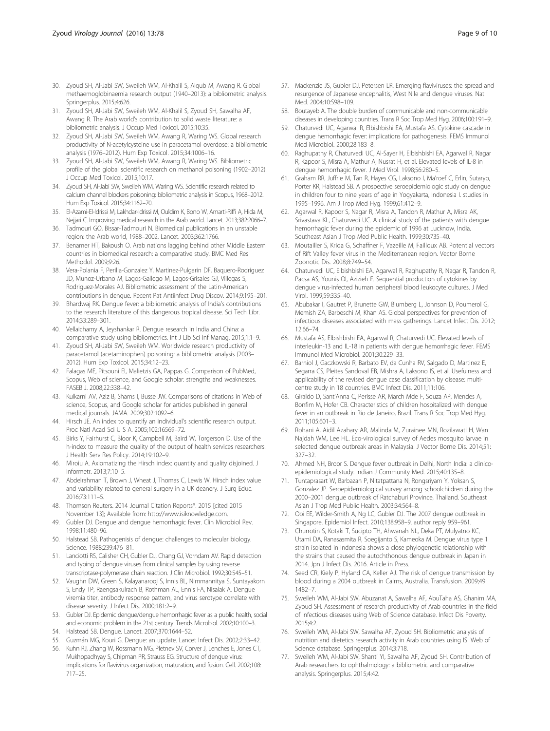30. Zyoud SH, Al-Jabi SW, Sweileh WM, Al-Khalil S, Alqub M, Awang R. Global methaemoglobinaemia research output (1940–2013): a bibliometric analysis. Springerplus. 2015;4:626.
31. Zyoud SH, Al-Jabi SW, Sweileh WM, Al-Khalil S, Zyoud SH, Sawalha AF, Awang R. The Arab world's contribution to solid waste literature: a bibliometric analysis. J Occup Med Toxicol. 2015;10:35.
32. Zyoud SH, Al-Jabi SW, Sweileh WM, Awang R, Waring WS. Global research productivity of N-acetylcysteine use in paracetamol overdose: a bibliometric analysis (1976–2012). Hum Exp Toxicol. 2015;34:1006–16.
33. Zyoud SH, Al-Jabi SW, Sweileh WM, Awang R, Waring WS. Bibliometric profile of the global scientific research on methanol poisoning (1902–2012). J Occup Med Toxicol. 2015;10:17.
34. Zyoud SH, Al-Jabi SW, Sweileh WM, Waring WS. Scientific research related to calcium channel blockers poisoning: bibliometric analysis in Scopus, 1968–2012. Hum Exp Toxicol. 2015;34:1162–70.
35. El-Azami-El-Idrissi M, Lakhdar-Idrissi M, Ouldim K, Bono W, Amarti-Riffi A, Hida M, Nejjari C. Improving medical research in the Arab world. Lancet. 2013;382:2066–7.
36. Tadmouri GO, Bissar-Tadmouri N. Biomedical publications in an unstable region: the Arab world, 1988–2002. Lancet. 2003;362:1766.
37. Benamer HT, Bakoush O. Arab nations lagging behind other Middle Eastern countries in biomedical research: a comparative study. BMC Med Res Methodol. 2009;9:26.
38. Vera-Polania F, Perilla-Gonzalez Y, Martinez-Pulgarin DF, Baquero-Rodriguez JD, Munoz-Urbano M, Lagos-Gallego M, Lagos-Grisales GJ, Villegas S, Rodriguez-Morales AJ. Bibliometric assessment of the Latin-American contributions in dengue. Recent Pat Antiinfect Drug Discov. 2014;9:195–201.
39. Bhardwaj RK. Dengue fever: a bibliometric analysis of India's contributions to the research literature of this dangerous tropical disease. Sci Tech Libr. 2014;33:289–301.
40. Vellaichamy A, Jeyshankar R. Dengue research in India and China: a comparative study using bibliometrics. Int J Lib Sci Inf Manag. 2015;1:1–9.
41. Zyoud SH, Al-Jabi SW, Sweileh WM. Worldwide research productivity of paracetamol (acetaminophen) poisoning: a bibliometric analysis (2003–2012). Hum Exp Toxicol. 2015;34:12–23.
42. Falagas ME, Pitsouni EI, Malietzis GA, Pappas G. Comparison of PubMed, Scopus, Web of science, and Google scholar: strengths and weaknesses. FASEB J. 2008;22:338–42.
43. Kulkarni AV, Aziz B, Shams I, Busse JW. Comparisons of citations in Web of science, Scopus, and Google scholar for articles published in general medical journals. JAMA. 2009;302:1092–6.
44. Hirsch JE. An index to quantify an individual's scientific research output. Proc Natl Acad Sci U S A. 2005;102:16569–72.
45. Birks Y, Fairhurst C, Bloor K, Campbell M, Baird W, Torgerson D. Use of the h-index to measure the quality of the output of health services researchers. J Health Serv Res Policy. 2014;19:102–9.
46. Miroiu A. Axiomatizing the Hirsch index: quantity and quality disjoined. J Informetr. 2013;7:10–5.
47. Abdelrahman T, Brown J, Wheat J, Thomas C, Lewis W. Hirsch index value and variability related to general surgery in a UK deanery. J Surg Educ. 2016;73:111–5.
48. Thomson Reuters. 2014 Journal Citation Reports®. 2015 [cited 2015 November 13]; Available from: http://www.isiknowledge.com.
49. Gubler DJ. Dengue and dengue hemorrhagic fever. Clin Microbiol Rev. 1998;11:480–96.
50. Halstead SB. Pathogenisis of dengue: challenges to molecular biology. Science. 1988;239:476–81.
51. Lanciotti RS, Calisher CH, Gubler DJ, Chang GJ, Vorndam AV. Rapid detection and typing of dengue viruses from clinical samples by using reverse transcriptase-polymerase chain reaction. J Clin Microbiol. 1992;30:545–51.
52. Vaughn DW, Green S, Kalayanarooj S, Innis BL, Nimmannitya S, Suntayakorn S, Endy TP, Raengsakulrach B, Rothman AL, Ennis FA, Nisalak A. Dengue viremia titer, antibody response pattern, and virus serotype correlate with disease severity. J Infect Dis. 2000;181:2–9.
53. Gubler DJ. Epidemic dengue/dengue hemorrhagic fever as a public health, social and economic problem in the 21st century. Trends Microbiol. 2002;10:100–3.
54. Halstead SB. Dengue. Lancet. 2007;370:1644–52.
55. Guzmán MG, Kouri G. Dengue: an update. Lancet Infect Dis. 2002;2:33–42.
56. Kuhn RJ, Zhang W, Rossmann MG, Pletnev SV, Corver J, Lenches E, Jones CT, Mukhopadhyay S, Chipman PR, Strauss EG. Structure of dengue virus: implications for flavivirus organization, maturation, and fusion. Cell. 2002;108:717–25.
57. Mackenzie JS, Gubler DJ, Petersen LR. Emerging flaviviruses: the spread and resurgence of Japanese encephalitis, West Nile and dengue viruses. Nat Med. 2004;10:S98–109.
58. Boutayeb A. The double burden of communicable and non-communicable diseases in developing countries. Trans R Soc Trop Med Hyg. 2006;100:191–9.
59. Chaturvedi UC, Agarwal R, Elbishbishi EA, Mustafa AS. Cytokine cascade in dengue hemorrhagic fever: implications for pathogenesis. FEMS Immunol Med Microbiol. 2000;28:183–8.
60. Raghupathy R, Chaturvedi UC, Al-Sayer H, Elbishbishi EA, Agarwal R, Nagar R, Kapoor S, Misra A, Mathur A, Nusrat H, et al. Elevated levels of IL-8 in dengue hemorrhagic fever. J Med Virol. 1998;56:280–5.
61. Graham RR, Juffrie M, Tan R, Hayes CG, Laksono I, Ma'roef C, Erlin, Sutaryo, Porter KR, Halstead SB. A prospective seroepidemiologic study on dengue in children four to nine years of age in Yogyakarta, Indonesia I. studies in 1995–1996. Am J Trop Med Hyg. 1999;61:412–9.
62. Agarwal R, Kapoor S, Nagar R, Misra A, Tandon R, Mathur A, Misra AK, Srivastava KL, Chaturvedi UC. A clinical study of the patients with dengue hemorrhagic fever during the epidemic of 1996 at Lucknow, India. Southeast Asian J Trop Med Public Health. 1999;30:735–40.
63. Moutailler S, Krida G, Schaffner F, Vazeille M, Failloux AB. Potential vectors of Rift Valley fever virus in the Mediterranean region. Vector Borne Zoonotic Dis. 2008;8:749–54.
64. Chaturvedi UC, Elbishbishi EA, Agarwal R, Raghupathy R, Nagar R, Tandon R, Pacsa AS, Younis OI, Azizieh F. Sequential production of cytokines by dengue virus-infected human peripheral blood leukocyte cultures. J Med Virol. 1999;59:335–40.
65. Abubakar I, Gautret P, Brunette GW, Blumberg L, Johnson D, Poumerol G, Memish ZA, Barbeschi M, Khan AS. Global perspectives for prevention of infectious diseases associated with mass gatherings. Lancet Infect Dis. 2012;12:66–74.
66. Mustafa AS, Elbishbishi EA, Agarwal R, Chaturvedi UC. Elevated levels of interleukin-13 and IL-18 in patients with dengue hemorrhagic fever. FEMS Immunol Med Microbiol. 2001;30:229–33.
67. Barniol J, Gaczkowski R, Barbato EV, da Cunha RV, Salgado D, Martinez E, Segarra CS, Pleites Sandoval EB, Mishra A, Laksono IS, et al. Usefulness and applicability of the revised dengue case classification by disease: multi-centre study in 18 countries. BMC Infect Dis. 2011;11:106.
68. Giraldo D, Sant'Anna C, Perisse AR, March Mde F, Souza AP, Mendes A, Bonfim M, Hofer CB. Characteristics of children hospitalized with dengue fever in an outbreak in Rio de Janeiro, Brazil. Trans R Soc Trop Med Hyg. 2011;105:601–3.
69. Rohani A, Aidil Azahary AR, Malinda M, Zurainee MN, Rozilawati H, Wan Najdah WM, Lee HL. Eco-virological survey of Aedes mosquito larvae in selected dengue outbreak areas in Malaysia. J Vector Borne Dis. 2014;51:327–32.
70. Ahmed NH, Broor S. Dengue fever outbreak in Delhi, North India: a clinico-epidemiological study. Indian J Community Med. 2015;40:135–8.
71. Tuntaprasart W, Barbazan P, Nitatpattana N, Rongsriyam Y, Yoksan S, Gonzalez JP. Seroepidemiological survey among schoolchildren during the 2000–2001 dengue outbreak of Ratchaburi Province, Thailand. Southeast Asian J Trop Med Public Health. 2003;34:564–8.
72. Ooi EE, Wilder-Smith A, Ng LC, Gubler DJ. The 2007 dengue outbreak in Singapore. Epidemiol Infect. 2010;138:958–9. author reply 959–961.
73. Churrotin S, Kotaki T, Sucipto TH, Ahwanah NL, Deka PT, Mulyatno KC, Utami DA, Ranasasmita R, Soegijanto S, Kameoka M. Dengue virus type 1 strain isolated in Indonesia shows a close phylogenetic relationship with the strains that caused the autochthonous dengue outbreak in Japan in 2014. Jpn J Infect Dis. 2016. Article in Press.
74. Seed CR, Kiely P, Hyland CA, Keller AJ. The risk of dengue transmission by blood during a 2004 outbreak in Cairns, Australia. Transfusion. 2009;49:1482–7.
75. Sweileh WM, Al-Jabi SW, Abuzanat A, Sawalha AF, AbuTaha AS, Ghanim MA, Zyoud SH. Assessment of research productivity of Arab countries in the field of infectious diseases using Web of Science database. Infect Dis Poverty. 2015;4:2.
76. Sweileh WM, Al-Jabi SW, Sawalha AF, Zyoud SH. Bibliometric analysis of nutrition and dietetics research activity in Arab countries using ISI Web of Science database. Springerplus. 2014;3:718.
77. Sweileh WM, Al-Jabi SW, Shanti YI, Sawalha AF, Zyoud SH. Contribution of Arab researchers to ophthalmology: a bibliometric and comparative analysis. Springerplus. 2015;4:42.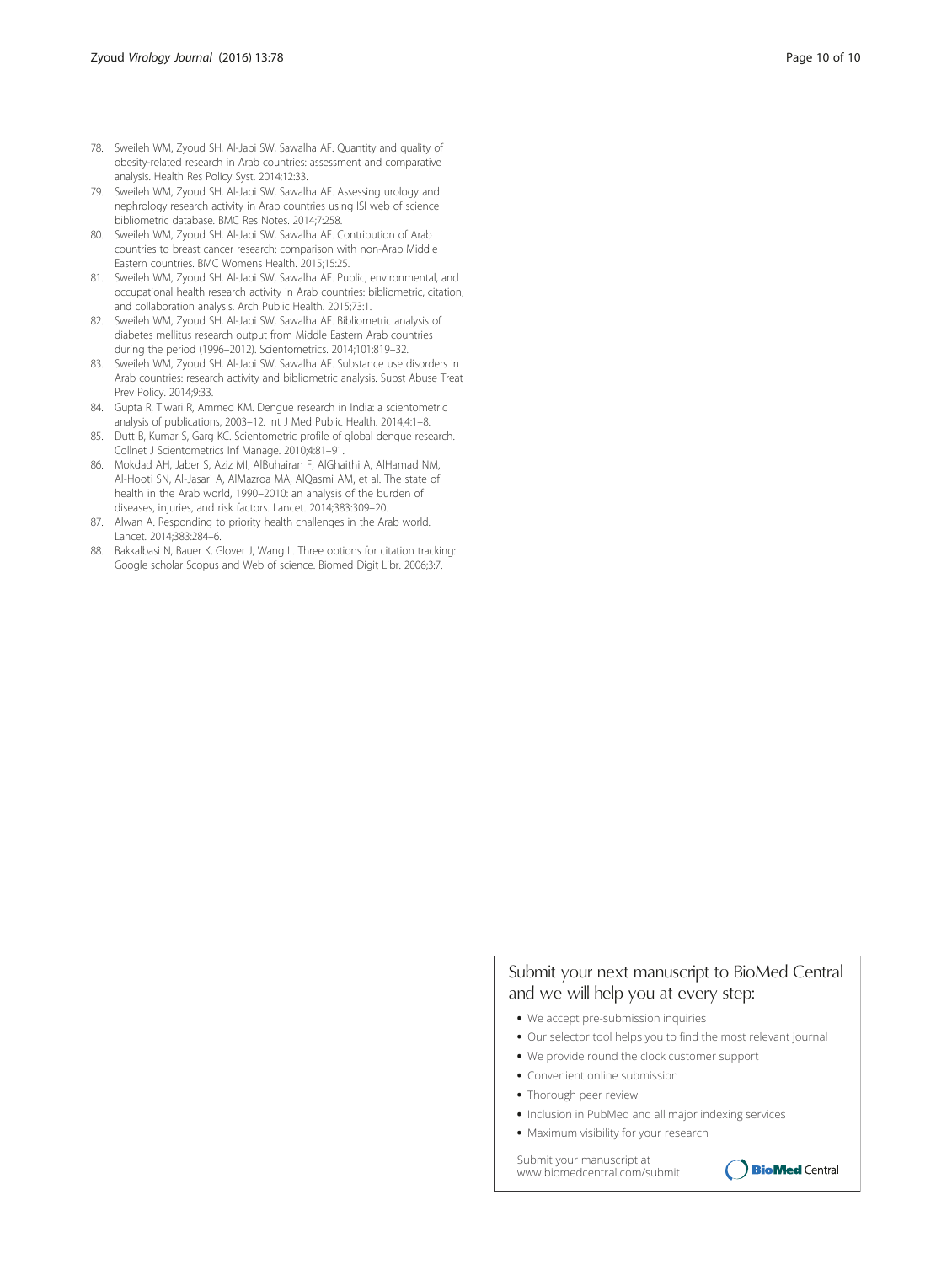78. Sweileh WM, Zyoud SH, Al-Jabi SW, Sawalha AF. Quantity and quality of obesity-related research in Arab countries: assessment and comparative analysis. Health Res Policy Syst. 2014;12:33.
79. Sweileh WM, Zyoud SH, Al-Jabi SW, Sawalha AF. Assessing urology and nephrology research activity in Arab countries using ISI web of science bibliometric database. BMC Res Notes. 2014;7:258.
80. Sweileh WM, Zyoud SH, Al-Jabi SW, Sawalha AF. Contribution of Arab countries to breast cancer research: comparison with non-Arab Middle Eastern countries. BMC Womens Health. 2015;15:25.
81. Sweileh WM, Zyoud SH, Al-Jabi SW, Sawalha AF. Public, environmental, and occupational health research activity in Arab countries: bibliometric, citation, and collaboration analysis. Arch Public Health. 2015;73:1.
82. Sweileh WM, Zyoud SH, Al-Jabi SW, Sawalha AF. Bibliometric analysis of diabetes mellitus research output from Middle Eastern Arab countries during the period (1996–2012). Scientometrics. 2014;101:819–32.
83. Sweileh WM, Zyoud SH, Al-Jabi SW, Sawalha AF. Substance use disorders in Arab countries: research activity and bibliometric analysis. Subst Abuse Treat Prev Policy. 2014;9:33.
84. Gupta R, Tiwari R, Ammed KM. Dengue research in India: a scientometric analysis of publications, 2003–12. Int J Med Public Health. 2014;4:1–8.
85. Dutt B, Kumar S, Garg KC. Scientometric profile of global dengue research. Collnet J Scientometrics Inf Manage. 2010;4:81–91.
86. Mokdad AH, Jaber S, Aziz MI, AlBuhairan F, AlGhaithi A, AlHamad NM, Al-Hooti SN, Al-Jasari A, AlMazroa MA, AlQasmi AM, et al. The state of health in the Arab world, 1990–2010: an analysis of the burden of diseases, injuries, and risk factors. Lancet. 2014;383:309–20.
87. Alwan A. Responding to priority health challenges in the Arab world. Lancet. 2014;383:284–6.
88. Bakkalbasi N, Bauer K, Glover J, Wang L. Three options for citation tracking: Google scholar Scopus and Web of science. Biomed Digit Libr. 2006;3:7.

Submit your next manuscript to BioMed Central and we will help you at every step:

- We accept pre-submission inquiries
- Our selector tool helps you to find the most relevant journal
- We provide round the clock customer support
- Convenient online submission
- Thorough peer review
- Inclusion in PubMed and all major indexing services
- Maximum visibility for your research

Submit your manuscript at www.biomedcentral.com/submit

BioMed Central